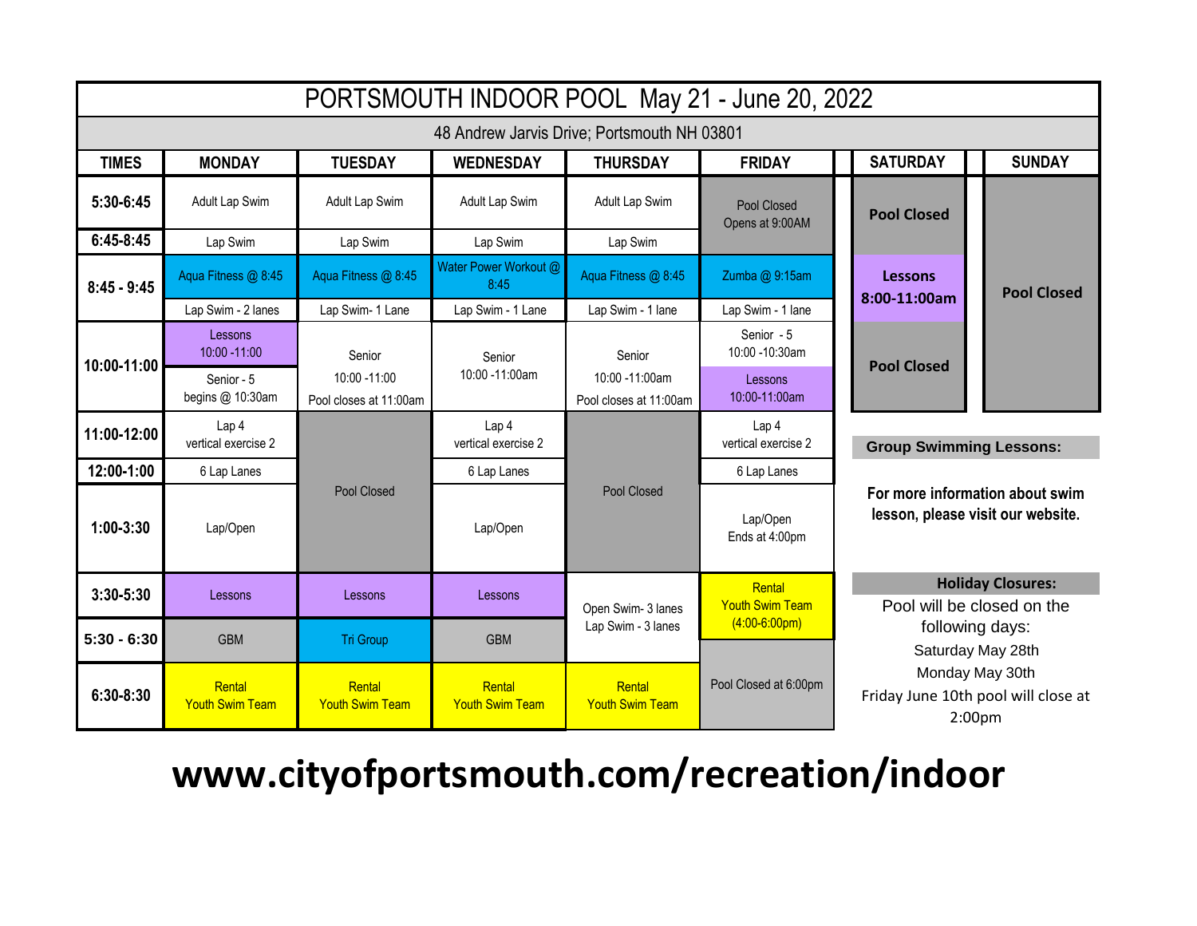# PORTSMOUTH INDOOR POOL May 21 - June 20, 2022

48 Andrew Jarvis Drive; Portsmouth NH 03801

| TIMES | MONDAY | TUESDAY | WEDNESDAY | THURSDAY | FRIDAY | SATURDAY | SUNDAY |
|---|---|---|---|---|---|---|---|
| 5:30-6:45 | Adult Lap Swim | Adult Lap Swim | Adult Lap Swim | Adult Lap Swim | Pool Closed Opens at 9:00AM | **Pool Closed** | **Pool Closed** |
| 6:45-8:45 | Lap Swim | Lap Swim | Lap Swim | Lap Swim | | | |
| 8:45 - 9:45 | Aqua Fitness @ 8:45 / Lap Swim - 2 lanes | Aqua Fitness @ 8:45 / Lap Swim- 1 Lane | Water Power Workout @ 8:45 / Lap Swim - 1 Lane | Aqua Fitness @ 8:45 / Lap Swim - 1 lane | Zumba @ 9:15am / Lap Swim - 1 lane | **Lessons 8:00-11:00am** | |
| 10:00-11:00 | Lessons 10:00 -11:00 / Senior - 5 begins @ 10:30am | Senior 10:00 -11:00 Pool closes at 11:00am | Senior 10:00 -11:00am | Senior 10:00 -11:00am Pool closes at 11:00am | Senior - 5 10:00 -10:30am / Lessons 10:00-11:00am | **Pool Closed** | |
| 11:00-12:00 | Lap 4 vertical exercise 2 | Pool Closed | Lap 4 vertical exercise 2 | Pool Closed | Lap 4 vertical exercise 2 | | |
| 12:00-1:00 | 6 Lap Lanes | | 6 Lap Lanes | | 6 Lap Lanes | | |
| 1:00-3:30 | Lap/Open | | Lap/Open | | Lap/Open Ends at 4:00pm | | |
| 3:30-5:30 | Lessons | Lessons | Lessons | Open Swim- 3 lanes Lap Swim - 3 lanes | Rental Youth Swim Team (4:00-6:00pm) | | |
| 5:30 - 6:30 | GBM | Tri Group | GBM | | | | |
| 6:30-8:30 | Rental Youth Swim Team | Rental Youth Swim Team | Rental Youth Swim Team | Rental Youth Swim Team | Pool Closed at 6:00pm | | |

**Group Swimming Lessons:**

**For more information about swim lesson, please visit our website.**

**Holiday Closures:**

Pool will be closed on the following days:

Saturday May 28th

Monday May 30th

Friday June 10th pool will close at 2:00pm

**www.cityofportsmouth.com/recreation/indoor**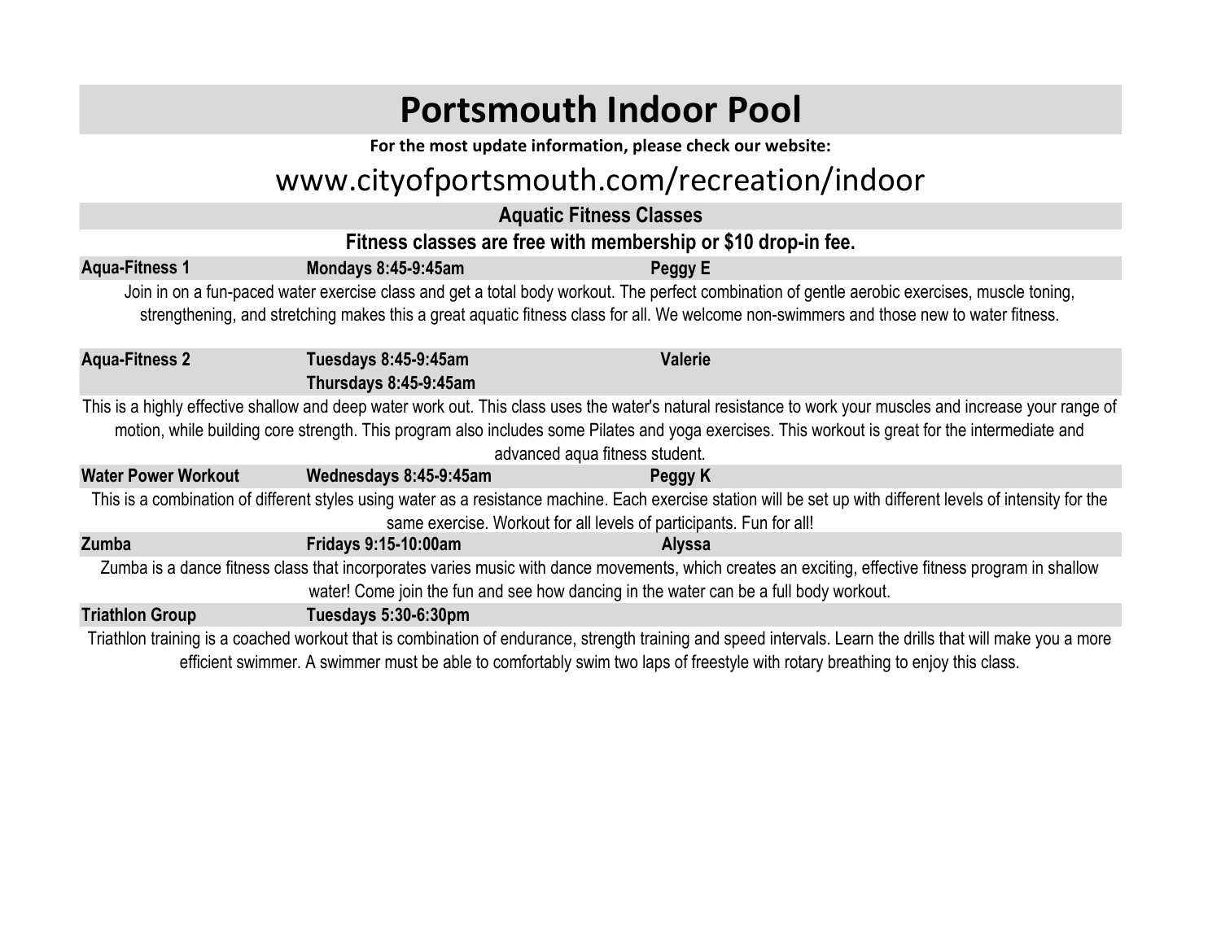# Portsmouth Indoor Pool

**For the most update information, please check our website:**

www.cityofportsmouth.com/recreation/indoor

## Aquatic Fitness Classes

**Fitness classes are free with membership or $10 drop-in fee.**

**Aqua-Fitness 1** | **Mondays 8:45-9:45am** | **Peggy E**

Join in on a fun-paced water exercise class and get a total body workout. The perfect combination of gentle aerobic exercises, muscle toning, strengthening, and stretching makes this a great aquatic fitness class for all. We welcome non-swimmers and those new to water fitness.

**Aqua-Fitness 2** | **Tuesdays 8:45-9:45am**, **Thursdays 8:45-9:45am** | **Valerie**

This is a highly effective shallow and deep water work out. This class uses the water's natural resistance to work your muscles and increase your range of motion, while building core strength. This program also includes some Pilates and yoga exercises. This workout is great for the intermediate and advanced aqua fitness student.

**Water Power Workout** | **Wednesdays 8:45-9:45am** | **Peggy K**

This is a combination of different styles using water as a resistance machine. Each exercise station will be set up with different levels of intensity for the same exercise. Workout for all levels of participants. Fun for all!

**Zumba** | **Fridays 9:15-10:00am** | **Alyssa**

Zumba is a dance fitness class that incorporates varies music with dance movements, which creates an exciting, effective fitness program in shallow water! Come join the fun and see how dancing in the water can be a full body workout.

**Triathlon Group** | **Tuesdays 5:30-6:30pm**

Triathlon training is a coached workout that is combination of endurance, strength training and speed intervals. Learn the drills that will make you a more efficient swimmer. A swimmer must be able to comfortably swim two laps of freestyle with rotary breathing to enjoy this class.